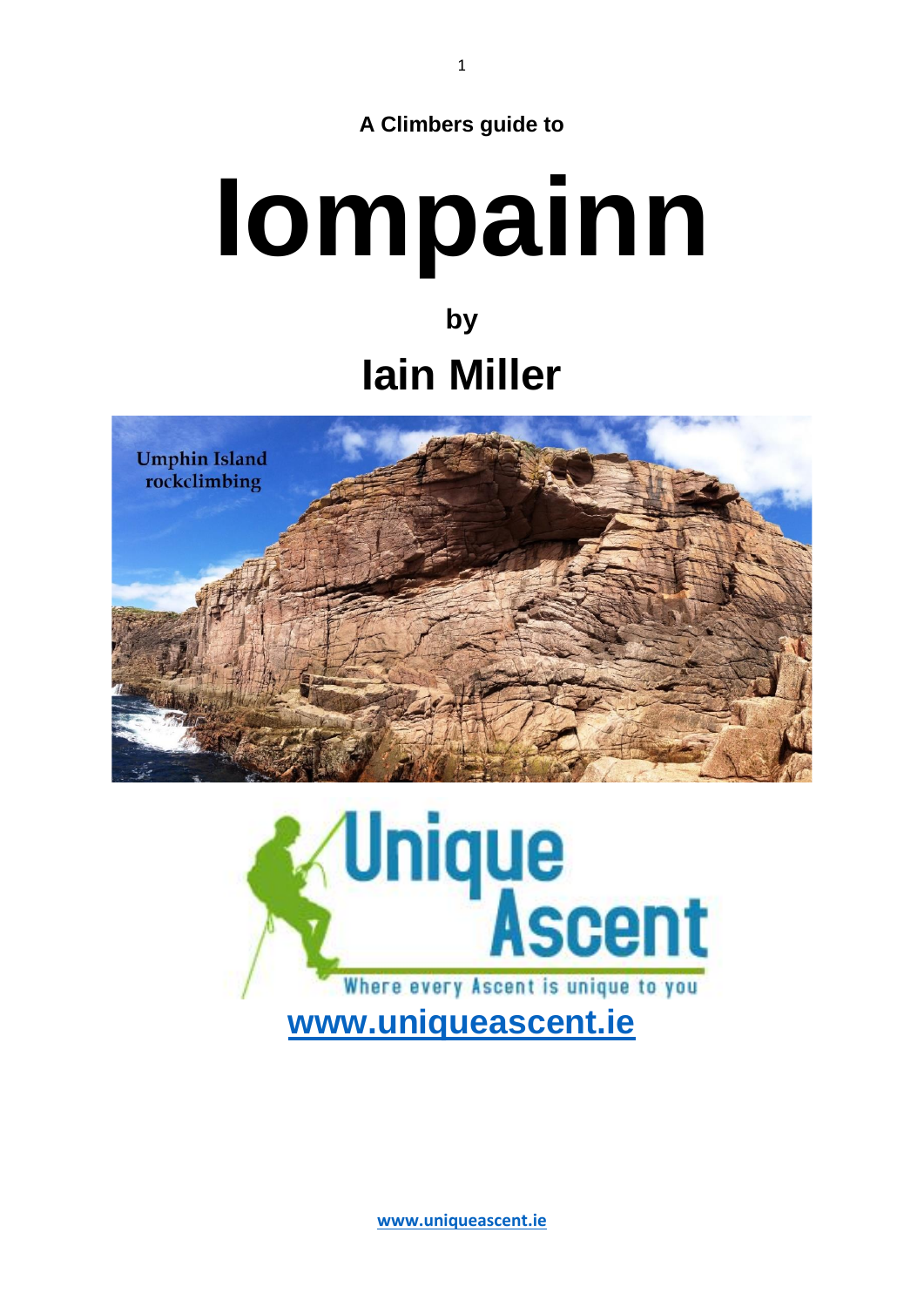**A Climbers guide to**

# Iompainn

**by**

## Iain Miller

**[www.uniqueascent.ie](http://www.uniqueascent.ie)**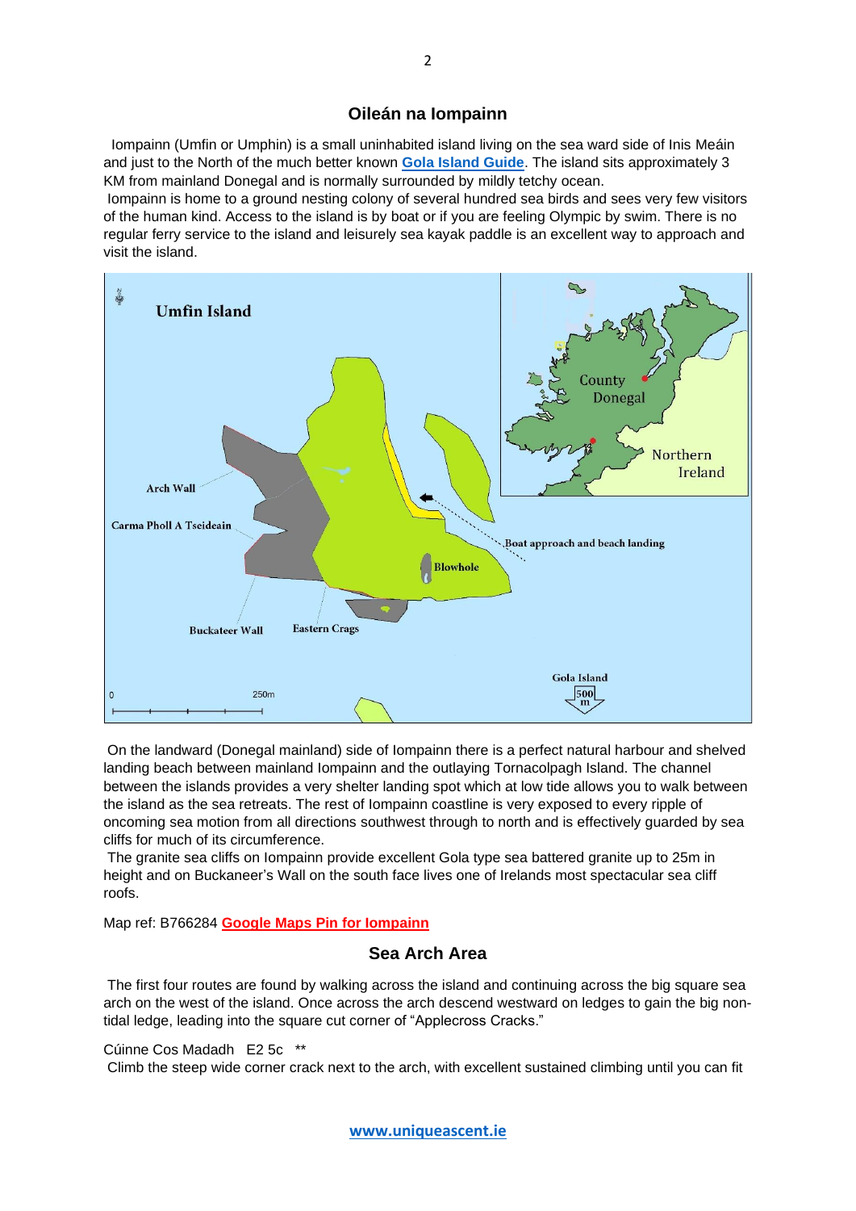## Oileán na Iompainn

Iompainn (Umfin or Umphin) is a small uninhabited island living on the sea ward side of Inis Meáin and just to the North of the much better known **Gola Island Guide**. The island sits approximately 3 KM from mainland Donegal and is normally surrounded by mildly tetchy ocean.

Iompainn is home to a ground nesting colony of several hundred sea birds and sees very few visitors of the human kind. Access to the island is by boat or if you are feeling Olympic by swim. There is no regular ferry service to the island and leisurely sea kayak paddle is an excellent way to approach and visit the island.

On the landward (Donegal mainland) side of Iompainn there is a perfect natural harbour and shelved landing beach between mainland Iompainn and the outlaying Tornacolpagh Island. The channel between the islands provides a very shelter landing spot which at low tide allows you to walk between the island as the sea retreats. The rest of Iompainn coastline is very exposed to every ripple of oncoming sea motion from all directions southwest through to north and is effectively guarded by sea cliffs for much of its circumference.

The granite sea cliffs on Iompainn provide excellent Gola type sea battered granite up to 25m in height and on Buckaneer's Wall on the south face lives one of Irelands most spectacular sea cliff roofs.

Map ref: B766284 **Google Maps Pin for Iompainn**

## Sea Arch Area

The first four routes are found by walking across the island and continuing across the big square sea arch on the west of the island. Once across the arch descend westward on ledges to gain the big non-tidal ledge, leading into the square cut corner of "Applecross Cracks."

Cúinne Cos Madadh E2 5c **

Climb the steep wide corner crack next to the arch, with excellent sustained climbing until you can fit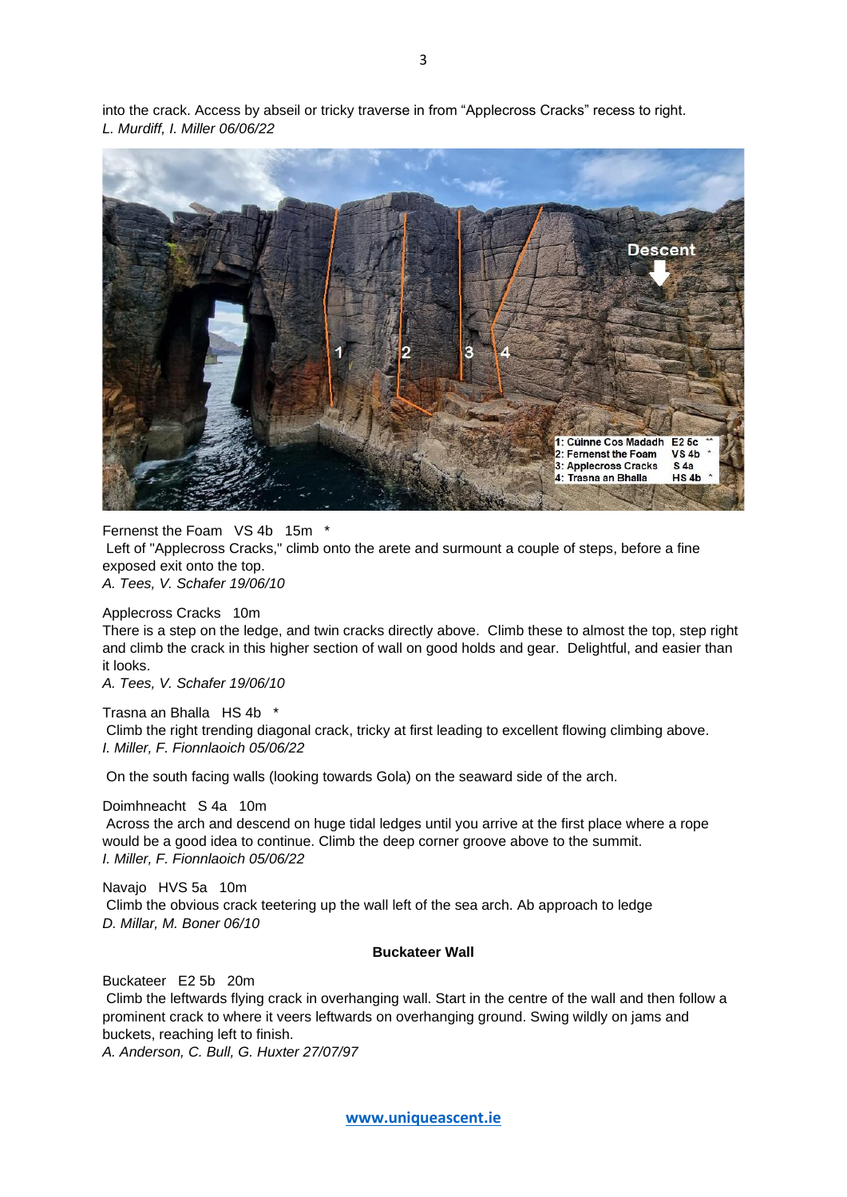into the crack. Access by abseil or tricky traverse in from “Applecross Cracks” recess to right.
*L. Murdiff, I. Miller 06/06/22*

Fernenst the Foam   VS 4b   15m   *
Left of "Applecross Cracks," climb onto the arete and surmount a couple of steps, before a fine exposed exit onto the top.
*A. Tees, V. Schafer 19/06/10*

Applecross Cracks   10m
There is a step on the ledge, and twin cracks directly above. Climb these to almost the top, step right and climb the crack in this higher section of wall on good holds and gear. Delightful, and easier than it looks.
*A. Tees, V. Schafer 19/06/10*

Trasna an Bhalla   HS 4b   *
Climb the right trending diagonal crack, tricky at first leading to excellent flowing climbing above.
*I. Miller, F. Fionnlaoich 05/06/22*

On the south facing walls (looking towards Gola) on the seaward side of the arch.

Doimhneacht   S 4a   10m
Across the arch and descend on huge tidal ledges until you arrive at the first place where a rope would be a good idea to continue. Climb the deep corner groove above to the summit.
*I. Miller, F. Fionnlaoich 05/06/22*

Navajo   HVS 5a   10m
Climb the obvious crack teetering up the wall left of the sea arch. Ab approach to ledge
*D. Millar, M. Boner 06/10*

**Buckateer Wall**

Buckateer   E2 5b   20m
Climb the leftwards flying crack in overhanging wall. Start in the centre of the wall and then follow a prominent crack to where it veers leftwards on overhanging ground. Swing wildly on jams and buckets, reaching left to finish.
*A. Anderson, C. Bull, G. Huxter 27/07/97*

www.uniqueascent.ie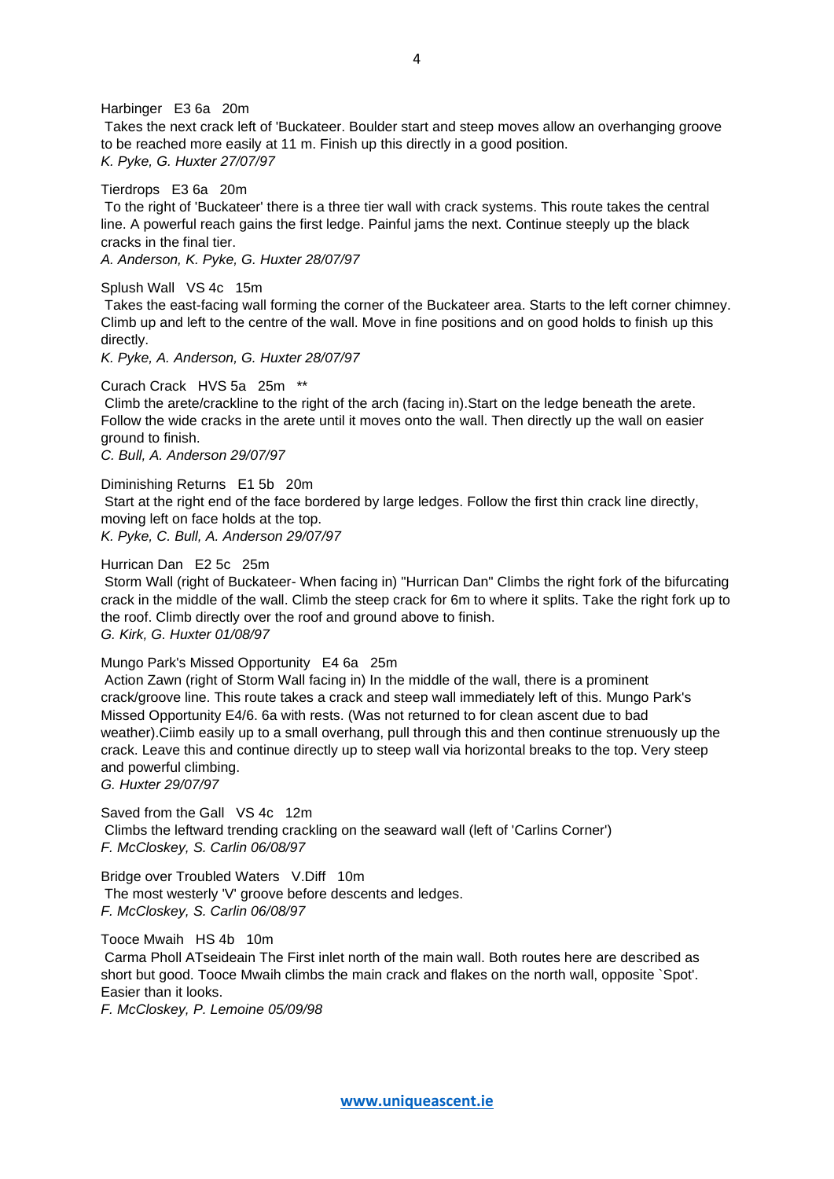Harbinger   E3 6a   20m

Takes the next crack left of 'Buckateer. Boulder start and steep moves allow an overhanging groove to be reached more easily at 11 m. Finish up this directly in a good position.

*K. Pyke, G. Huxter 27/07/97*

Tierdrops   E3 6a   20m

To the right of 'Buckateer' there is a three tier wall with crack systems. This route takes the central line. A powerful reach gains the first ledge. Painful jams the next. Continue steeply up the black cracks in the final tier.

*A. Anderson, K. Pyke, G. Huxter 28/07/97*

Splush Wall   VS 4c   15m

Takes the east-facing wall forming the corner of the Buckateer area. Starts to the left corner chimney. Climb up and left to the centre of the wall. Move in fine positions and on good holds to finish up this directly.

*K. Pyke, A. Anderson, G. Huxter 28/07/97*

Curach Crack   HVS 5a   25m   **

Climb the arete/crackline to the right of the arch (facing in).Start on the ledge beneath the arete. Follow the wide cracks in the arete until it moves onto the wall. Then directly up the wall on easier ground to finish.

*C. Bull, A. Anderson 29/07/97*

Diminishing Returns   E1 5b   20m

Start at the right end of the face bordered by large ledges. Follow the first thin crack line directly, moving left on face holds at the top.

*K. Pyke, C. Bull, A. Anderson 29/07/97*

Hurrican Dan   E2 5c   25m

Storm Wall (right of Buckateer- When facing in) "Hurrican Dan" Climbs the right fork of the bifurcating crack in the middle of the wall. Climb the steep crack for 6m to where it splits. Take the right fork up to the roof. Climb directly over the roof and ground above to finish.

*G. Kirk, G. Huxter 01/08/97*

Mungo Park's Missed Opportunity   E4 6a   25m

Action Zawn (right of Storm Wall facing in) In the middle of the wall, there is a prominent crack/groove line. This route takes a crack and steep wall immediately left of this. Mungo Park's Missed Opportunity E4/6. 6a with rests. (Was not returned to for clean ascent due to bad weather).Ciimb easily up to a small overhang, pull through this and then continue strenuously up the crack. Leave this and continue directly up to steep wall via horizontal breaks to the top. Very steep and powerful climbing.

*G. Huxter 29/07/97*

Saved from the Gall   VS 4c   12m

Climbs the leftward trending crackling on the seaward wall (left of 'Carlins Corner')

*F. McCloskey, S. Carlin 06/08/97*

Bridge over Troubled Waters   V.Diff   10m

The most westerly 'V' groove before descents and ledges.

*F. McCloskey, S. Carlin 06/08/97*

Tooce Mwaih   HS 4b   10m

Carma Pholl ATseideain The First inlet north of the main wall. Both routes here are described as short but good. Tooce Mwaih climbs the main crack and flakes on the north wall, opposite `Spot'. Easier than it looks.

*F. McCloskey, P. Lemoine 05/09/98*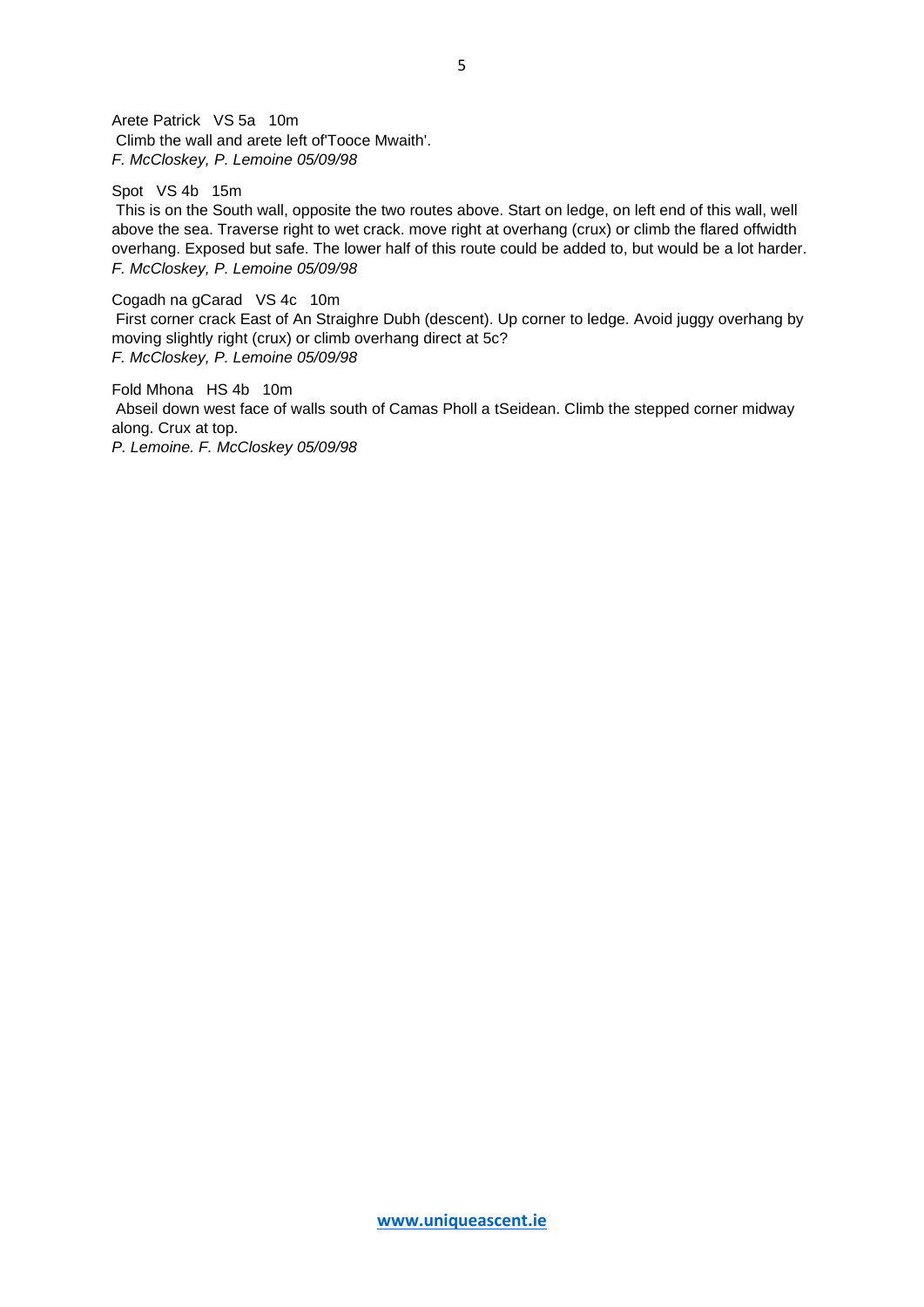Arete Patrick VS 5a 10m

Climb the wall and arete left of'Tooce Mwaith'.

*F. McCloskey, P. Lemoine 05/09/98*

Spot VS 4b 15m

This is on the South wall, opposite the two routes above. Start on ledge, on left end of this wall, well above the sea. Traverse right to wet crack. move right at overhang (crux) or climb the flared offwidth overhang. Exposed but safe. The lower half of this route could be added to, but would be a lot harder.

*F. McCloskey, P. Lemoine 05/09/98*

Cogadh na gCarad VS 4c 10m

First corner crack East of An Straighre Dubh (descent). Up corner to ledge. Avoid juggy overhang by moving slightly right (crux) or climb overhang direct at 5c?

*F. McCloskey, P. Lemoine 05/09/98*

Fold Mhona HS 4b 10m

Abseil down west face of walls south of Camas Pholl a tSeidean. Climb the stepped corner midway along. Crux at top.

*P. Lemoine. F. McCloskey 05/09/98*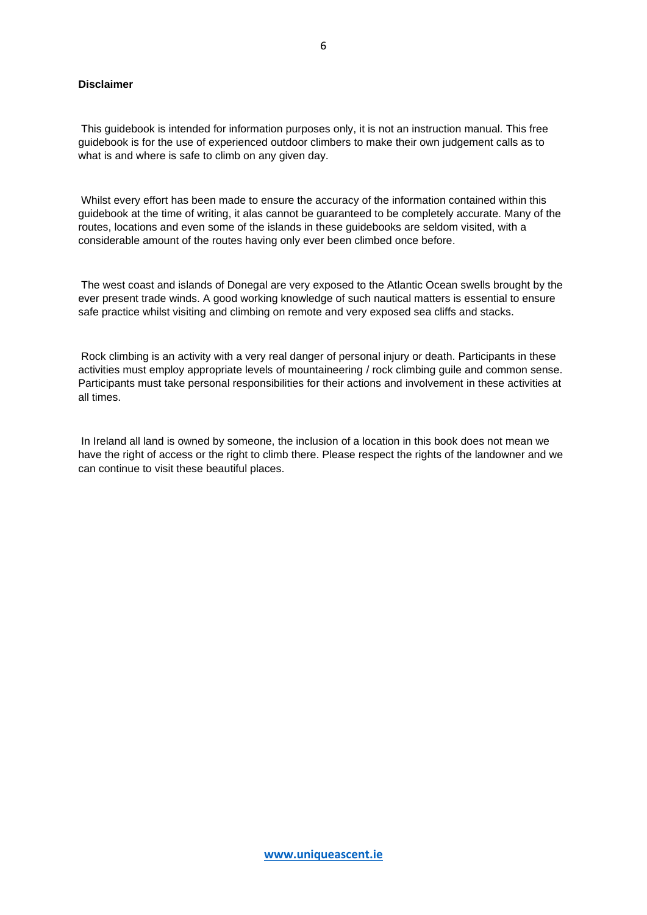**Disclaimer**

This guidebook is intended for information purposes only, it is not an instruction manual. This free guidebook is for the use of experienced outdoor climbers to make their own judgement calls as to what is and where is safe to climb on any given day.

Whilst every effort has been made to ensure the accuracy of the information contained within this guidebook at the time of writing, it alas cannot be guaranteed to be completely accurate. Many of the routes, locations and even some of the islands in these guidebooks are seldom visited, with a considerable amount of the routes having only ever been climbed once before.

The west coast and islands of Donegal are very exposed to the Atlantic Ocean swells brought by the ever present trade winds. A good working knowledge of such nautical matters is essential to ensure safe practice whilst visiting and climbing on remote and very exposed sea cliffs and stacks.

Rock climbing is an activity with a very real danger of personal injury or death. Participants in these activities must employ appropriate levels of mountaineering / rock climbing guile and common sense. Participants must take personal responsibilities for their actions and involvement in these activities at all times.

In Ireland all land is owned by someone, the inclusion of a location in this book does not mean we have the right of access or the right to climb there. Please respect the rights of the landowner and we can continue to visit these beautiful places.